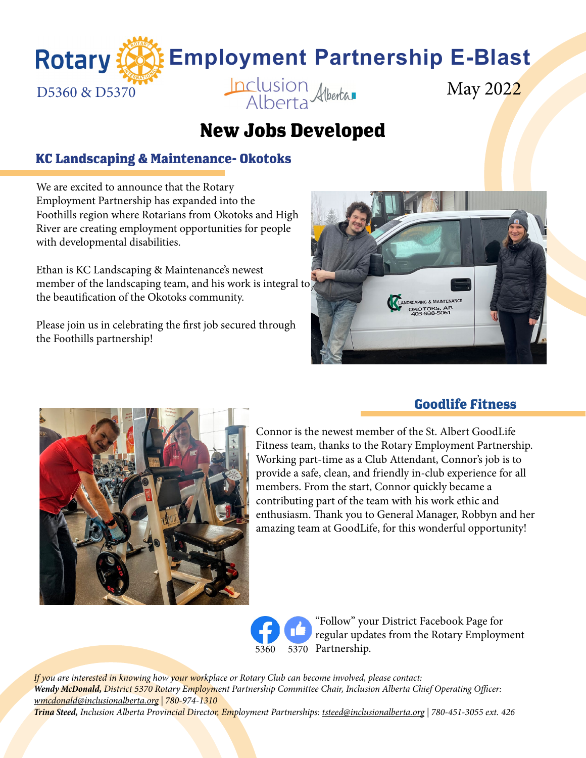# Rotary Employment Partnership E-Blast

D5360 & D5370

Inclusion Alberta

May 2022

## New Jobs Developed

### KC Landscaping & Maintenance- Okotoks

We are excited to announce that the Rotary Employment Partnership has expanded into the Foothills region where Rotarians from Okotoks and High River are creating employment opportunities for people with developmental disabilities.

Ethan is KC Landscaping & Maintenance's newest member of the landscaping team, and his work is integral to the beautification of the Okotoks community.

Please join us in celebrating the first job secured through the Foothills partnership!

### Goodlife Fitness

Connor is the newest member of the St. Albert GoodLife Fitness team, thanks to the Rotary Employment Partnership. Working part-time as a Club Attendant, Connor's job is to provide a safe, clean, and friendly in-club experience for all members. From the start, Connor quickly became a contributing part of the team with his work ethic and enthusiasm. Thank you to General Manager, Robbyn and her amazing team at GoodLife, for this wonderful opportunity!

5360 5370 "Follow" your District Facebook Page for regular updates from the Rotary Employment Partnership.

*If you are interested in knowing how your workplace or Rotary Club can become involved, please contact:*
***Wendy McDonald,** District 5370 Rotary Employment Partnership Committee Chair, Inclusion Alberta Chief Operating Officer: wmcdonald@inclusionalberta.org | 780-974-1310*
***Trina Steed,** Inclusion Alberta Provincial Director, Employment Partnerships: tsteed@inclusionalberta.org | 780-451-3055 ext. 426*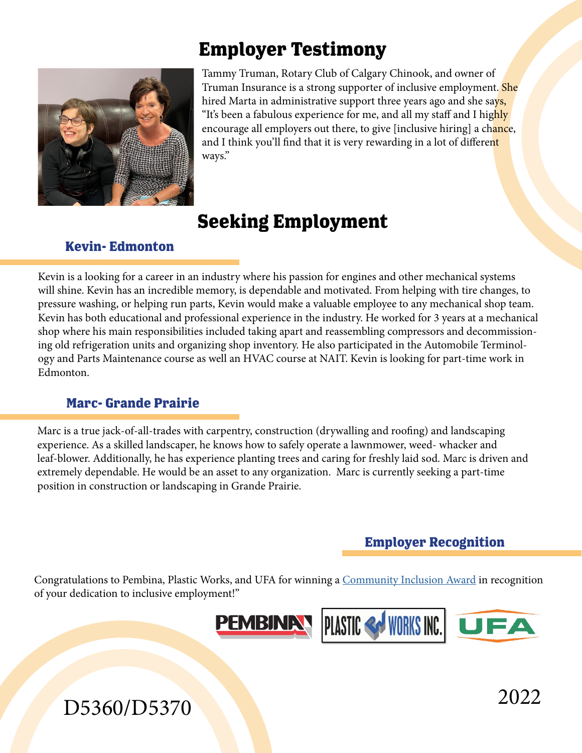# Employer Testimony

Tammy Truman, Rotary Club of Calgary Chinook, and owner of Truman Insurance is a strong supporter of inclusive employment. She hired Marta in administrative support three years ago and she says, "It's been a fabulous experience for me, and all my staff and I highly encourage all employers out there, to give [inclusive hiring] a chance, and I think you'll find that it is very rewarding in a lot of different ways."

# Seeking Employment

## Kevin- Edmonton

Kevin is a looking for a career in an industry where his passion for engines and other mechanical systems will shine. Kevin has an incredible memory, is dependable and motivated. From helping with tire changes, to pressure washing, or helping run parts, Kevin would make a valuable employee to any mechanical shop team. Kevin has both educational and professional experience in the industry. He worked for 3 years at a mechanical shop where his main responsibilities included taking apart and reassembling compressors and decommissioning old refrigeration units and organizing shop inventory. He also participated in the Automobile Terminology and Parts Maintenance course as well an HVAC course at NAIT. Kevin is looking for part-time work in Edmonton.

## Marc- Grande Prairie

Marc is a true jack-of-all-trades with carpentry, construction (drywalling and roofing) and landscaping experience. As a skilled landscaper, he knows how to safely operate a lawnmower, weed- whacker and leaf-blower. Additionally, he has experience planting trees and caring for freshly laid sod. Marc is driven and extremely dependable. He would be an asset to any organization. Marc is currently seeking a part-time position in construction or landscaping in Grande Prairie.

## Employer Recognition

Congratulations to Pembina, Plastic Works, and UFA for winning a Community Inclusion Award in recognition of your dedication to inclusive employment!"

PEMBINA PLASTIC WORKS INC. UFA

D5360/D5370

2022